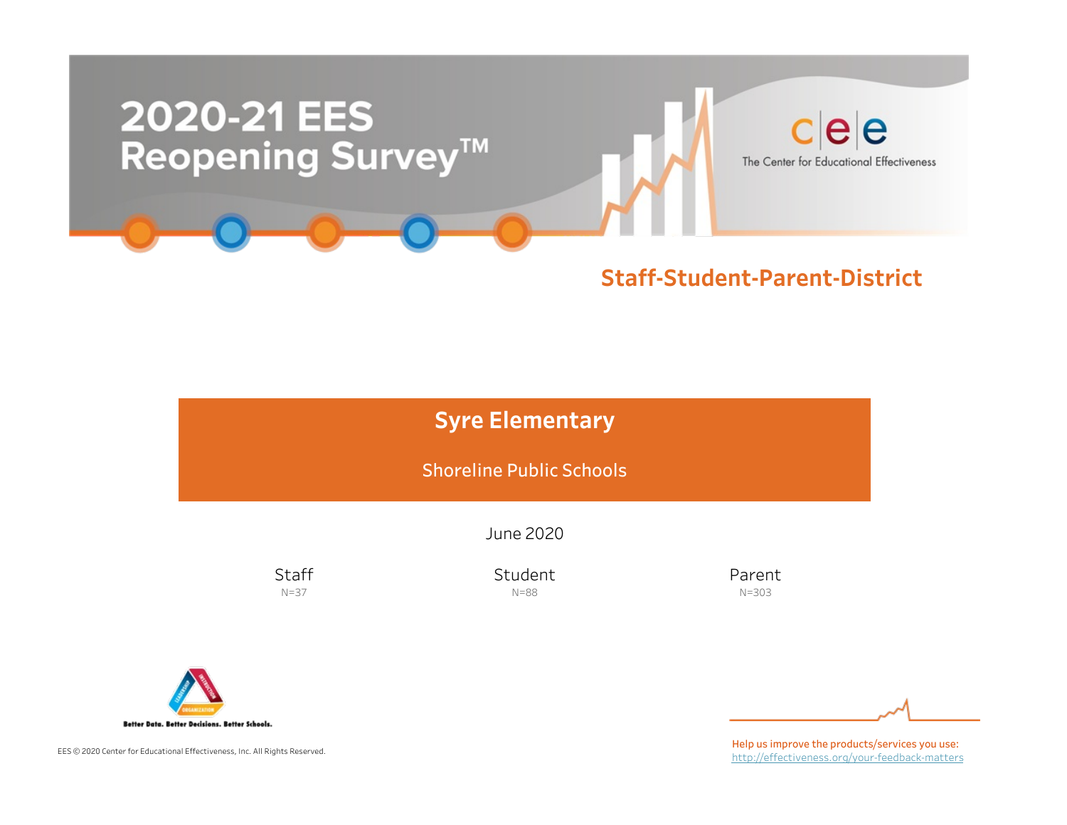# 2020-21 EES Reopening Survey™

The Center for Educational Effectiveness

## Staff-Student-Parent-District

## Syre Elementary

Shoreline Public Schools

June 2020

| Staff | Student | Parent |
|---|---|---|
| N=37 | N=88 | N=303 |

Better Data. Better Decisions. Better Schools.

EES © 2020 Center for Educational Effectiveness, Inc. All Rights Reserved.

Help us improve the products/services you use: http://effectiveness.org/your-feedback-matters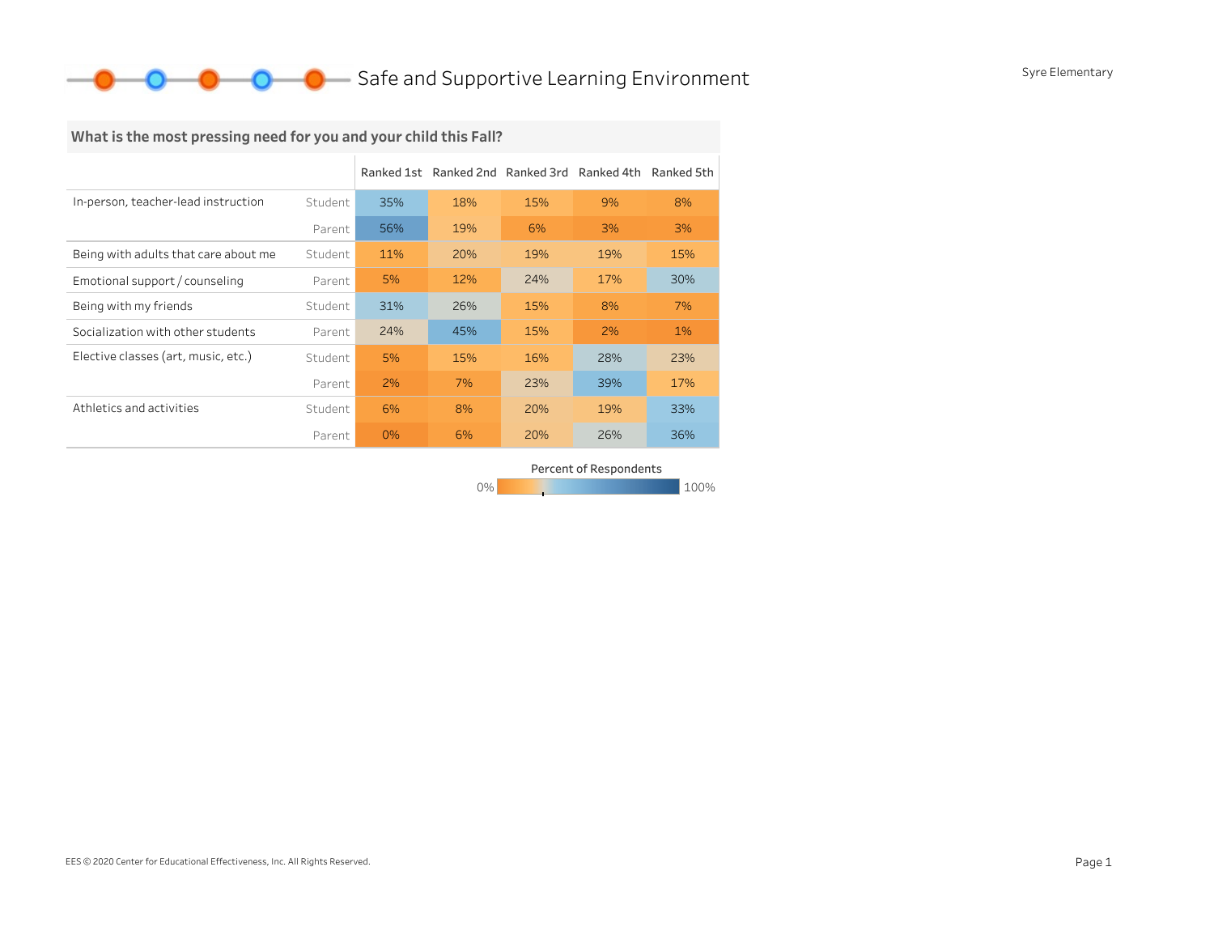# Safe and Supportive Learning Environment

Syre Elementary

## What is the most pressing need for you and your child this Fall?

| | | Ranked 1st | Ranked 2nd | Ranked 3rd | Ranked 4th | Ranked 5th |
|---|---|---|---|---|---|---|
| In-person, teacher-lead instruction | Student | 35% | 18% | 15% | 9% | 8% |
| | Parent | 56% | 19% | 6% | 3% | 3% |
| Being with adults that care about me | Student | 11% | 20% | 19% | 19% | 15% |
| Emotional support / counseling | Parent | 5% | 12% | 24% | 17% | 30% |
| Being with my friends | Student | 31% | 26% | 15% | 8% | 7% |
| Socialization with other students | Parent | 24% | 45% | 15% | 2% | 1% |
| Elective classes (art, music, etc.) | Student | 5% | 15% | 16% | 28% | 23% |
| | Parent | 2% | 7% | 23% | 39% | 17% |
| Athletics and activities | Student | 6% | 8% | 20% | 19% | 33% |
| | Parent | 0% | 6% | 20% | 26% | 36% |

Percent of Respondents: 0% – 100%

EES © 2020 Center for Educational Effectiveness, Inc. All Rights Reserved.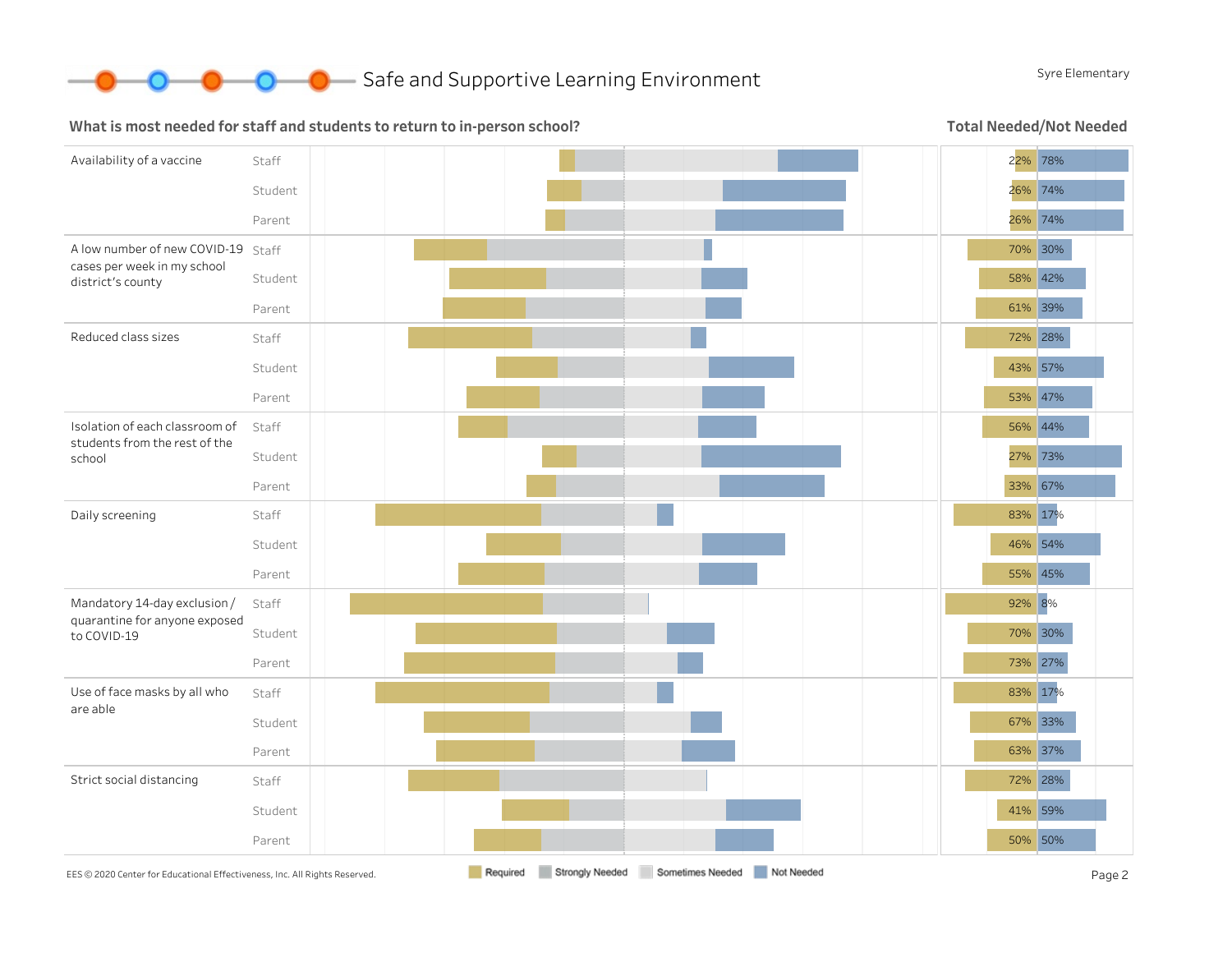## Safe and Supportive Learning Environment

Syre Elementary

### What is most needed for staff and students to return to in-person school?

**Total Needed/Not Needed**

| Item | Group | Needed | Not Needed |
|---|---|---|---|
| Availability of a vaccine | Staff | 22% | 78% |
| | Student | 26% | 74% |
| | Parent | 26% | 74% |
| A low number of new COVID-19 cases per week in my school district's county | Staff | 70% | 30% |
| | Student | 58% | 42% |
| | Parent | 61% | 39% |
| Reduced class sizes | Staff | 72% | 28% |
| | Student | 43% | 57% |
| | Parent | 53% | 47% |
| Isolation of each classroom of students from the rest of the school | Staff | 56% | 44% |
| | Student | 27% | 73% |
| | Parent | 33% | 67% |
| Daily screening | Staff | 83% | 17% |
| | Student | 46% | 54% |
| | Parent | 55% | 45% |
| Mandatory 14-day exclusion / quarantine for anyone exposed to COVID-19 | Staff | 92% | 8% |
| | Student | 70% | 30% |
| | Parent | 73% | 27% |
| Use of face masks by all who are able | Staff | 83% | 17% |
| | Student | 67% | 33% |
| | Parent | 63% | 37% |
| Strict social distancing | Staff | 72% | 28% |
| | Student | 41% | 59% |
| | Parent | 50% | 50% |

Required | Strongly Needed | Sometimes Needed | Not Needed

EES © 2020 Center for Educational Effectiveness, Inc. All Rights Reserved.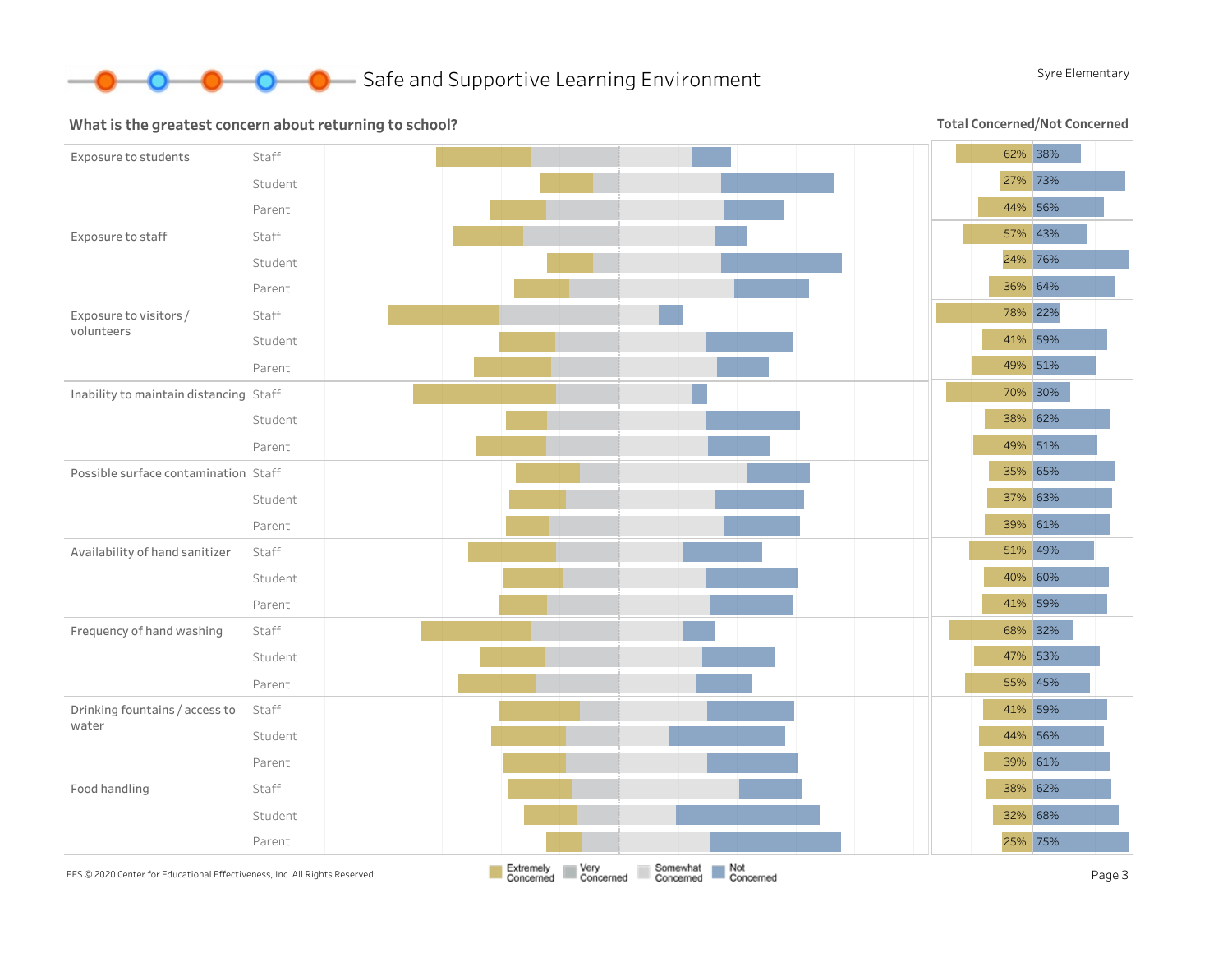# Safe and Supportive Learning Environment

Syre Elementary

## What is the greatest concern about returning to school?

Legend: Extremely Concerned, Very Concerned, Somewhat Concerned, Not Concerned

**Total Concerned/Not Concerned**

| Concern | Group | Concerned | Not Concerned |
|---|---|---|---|
| Exposure to students | Staff | 62% | 38% |
| | Student | 27% | 73% |
| | Parent | 44% | 56% |
| Exposure to staff | Staff | 57% | 43% |
| | Student | 24% | 76% |
| | Parent | 36% | 64% |
| Exposure to visitors / volunteers | Staff | 78% | 22% |
| | Student | 41% | 59% |
| | Parent | 49% | 51% |
| Inability to maintain distancing | Staff | 70% | 30% |
| | Student | 38% | 62% |
| | Parent | 49% | 51% |
| Possible surface contamination | Staff | 35% | 65% |
| | Student | 37% | 63% |
| | Parent | 39% | 61% |
| Availability of hand sanitizer | Staff | 51% | 49% |
| | Student | 40% | 60% |
| | Parent | 41% | 59% |
| Frequency of hand washing | Staff | 68% | 32% |
| | Student | 47% | 53% |
| | Parent | 55% | 45% |
| Drinking fountains / access to water | Staff | 41% | 59% |
| | Student | 44% | 56% |
| | Parent | 39% | 61% |
| Food handling | Staff | 38% | 62% |
| | Student | 32% | 68% |
| | Parent | 25% | 75% |

EES © 2020 Center for Educational Effectiveness, Inc. All Rights Reserved.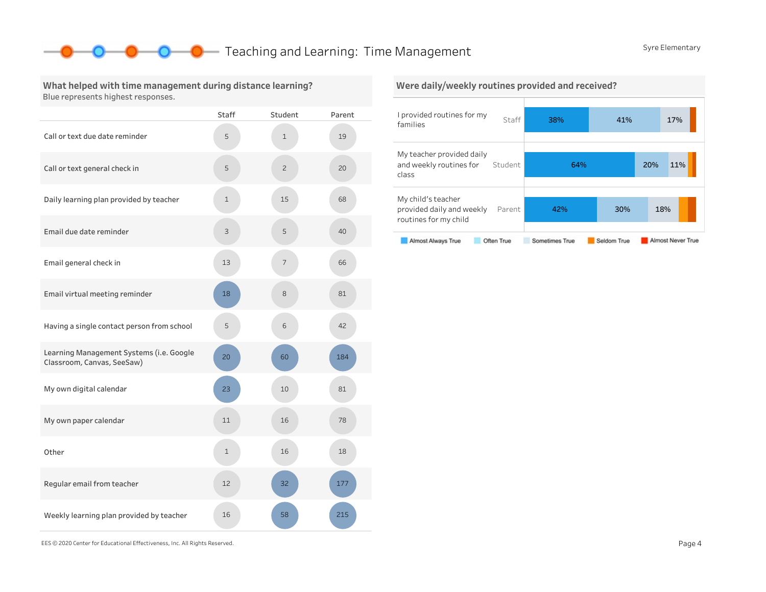# Teaching and Learning: Time Management

Syre Elementary

## What helped with time management during distance learning?

Blue represents highest responses.

| | Staff | Student | Parent |
|---|---|---|---|
| Call or text due date reminder | 5 | 1 | 19 |
| Call or text general check in | 5 | 2 | 20 |
| Daily learning plan provided by teacher | 1 | 15 | 68 |
| Email due date reminder | 3 | 5 | 40 |
| Email general check in | 13 | 7 | 66 |
| Email virtual meeting reminder | 18 | 8 | 81 |
| Having a single contact person from school | 5 | 6 | 42 |
| Learning Management Systems (i.e. Google Classroom, Canvas, SeeSaw) | 20 | 60 | 184 |
| My own digital calendar | 23 | 10 | 81 |
| My own paper calendar | 11 | 16 | 78 |
| Other | 1 | 16 | 18 |
| Regular email from teacher | 12 | 32 | 177 |
| Weekly learning plan provided by teacher | 16 | 58 | 215 |

## Were daily/weekly routines provided and received?

| Statement | Group | Almost Always True | Often True | Sometimes True | Seldom True | Almost Never True |
|---|---|---|---|---|---|---|
| I provided routines for my families | Staff | 38% | 41% | 17% | | |
| My teacher provided daily and weekly routines for class | Student | 64% | 20% | 11% | | |
| My child's teacher provided daily and weekly routines for my child | Parent | 42% | 30% | 18% | | |

EES © 2020 Center for Educational Effectiveness, Inc. All Rights Reserved.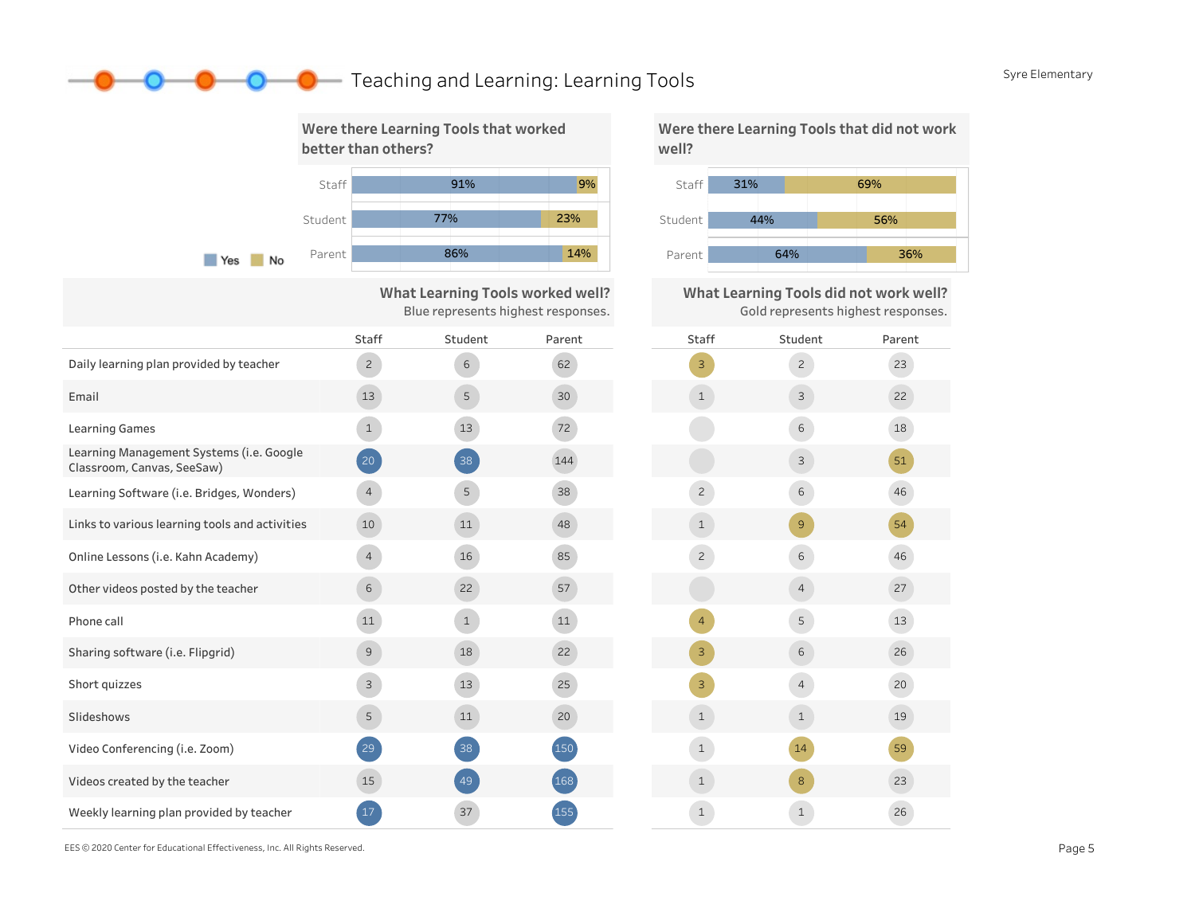# Teaching and Learning: Learning Tools

Syre Elementary

## Were there Learning Tools that worked better than others?

| | Yes | No |
|---|---|---|
| Staff | 91% | 9% |
| Student | 77% | 23% |
| Parent | 86% | 14% |

## Were there Learning Tools that did not work well?

| | Yes | No |
|---|---|---|
| Staff | 31% | 69% |
| Student | 44% | 56% |
| Parent | 64% | 36% |

## What Learning Tools worked well? / What Learning Tools did not work well?

Blue represents highest responses. Gold represents highest responses.

| | Worked well: Staff | Worked well: Student | Worked well: Parent | Did not work well: Staff | Did not work well: Student | Did not work well: Parent |
|---|---|---|---|---|---|---|
| Daily learning plan provided by teacher | 2 | 6 | 62 | 3 | 2 | 23 |
| Email | 13 | 5 | 30 | 1 | 3 | 22 |
| Learning Games | 1 | 13 | 72 | | 6 | 18 |
| Learning Management Systems (i.e. Google Classroom, Canvas, SeeSaw) | 20 | 38 | 144 | | 3 | 51 |
| Learning Software (i.e. Bridges, Wonders) | 4 | 5 | 38 | 2 | 6 | 46 |
| Links to various learning tools and activities | 10 | 11 | 48 | 1 | 9 | 54 |
| Online Lessons (i.e. Kahn Academy) | 4 | 16 | 85 | 2 | 6 | 46 |
| Other videos posted by the teacher | 6 | 22 | 57 | | 4 | 27 |
| Phone call | 11 | 1 | 11 | 4 | 5 | 13 |
| Sharing software (i.e. Flipgrid) | 9 | 18 | 22 | 3 | 6 | 26 |
| Short quizzes | 3 | 13 | 25 | 3 | 4 | 20 |
| Slideshows | 5 | 11 | 20 | 1 | 1 | 19 |
| Video Conferencing (i.e. Zoom) | 29 | 38 | 150 | 1 | 14 | 59 |
| Videos created by the teacher | 15 | 49 | 168 | 1 | 8 | 23 |
| Weekly learning plan provided by teacher | 17 | 37 | 155 | 1 | 1 | 26 |

EES © 2020 Center for Educational Effectiveness, Inc. All Rights Reserved.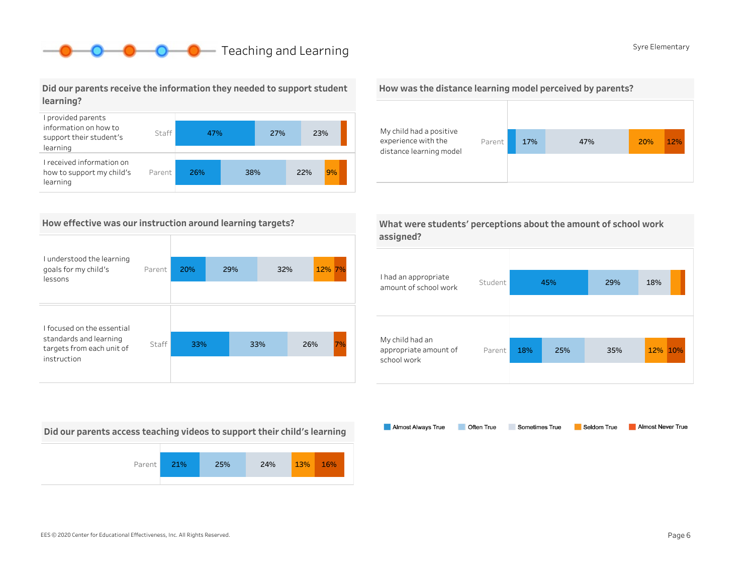# Teaching and Learning

Syre Elementary

## Did our parents receive the information they needed to support student learning?

| Statement | Respondent | Almost Always True | Often True | Sometimes True | Seldom True | Almost Never True |
|---|---|---|---|---|---|---|
| I provided parents information on how to support their student's learning | Staff | 47% | 27% | 23% | | |
| I received information on how to support my child's learning | Parent | 26% | 38% | 22% | 9% | |

## How effective was our instruction around learning targets?

| Statement | Respondent | Almost Always True | Often True | Sometimes True | Seldom True | Almost Never True |
|---|---|---|---|---|---|---|
| I understood the learning goals for my child's lessons | Parent | 20% | 29% | 32% | 12% | 7% |
| I focused on the essential standards and learning targets from each unit of instruction | Staff | 33% | 33% | 26% | | 7% |

## Did our parents access teaching videos to support their child's learning

| Respondent | Almost Always True | Often True | Sometimes True | Seldom True | Almost Never True |
|---|---|---|---|---|---|
| Parent | 21% | 25% | 24% | 13% | 16% |

## How was the distance learning model perceived by parents?

| Statement | Respondent | Almost Always True | Often True | Sometimes True | Seldom True | Almost Never True |
|---|---|---|---|---|---|---|
| My child had a positive experience with the distance learning model | Parent | | 17% | 47% | 20% | 12% |

## What were students' perceptions about the amount of school work assigned?

| Statement | Respondent | Almost Always True | Often True | Sometimes True | Seldom True | Almost Never True |
|---|---|---|---|---|---|---|
| I had an appropriate amount of school work | Student | 45% | 29% | 18% | | |
| My child had an appropriate amount of school work | Parent | 18% | 25% | 35% | 12% | 10% |

Legend: Almost Always True, Often True, Sometimes True, Seldom True, Almost Never True

EES © 2020 Center for Educational Effectiveness, Inc. All Rights Reserved.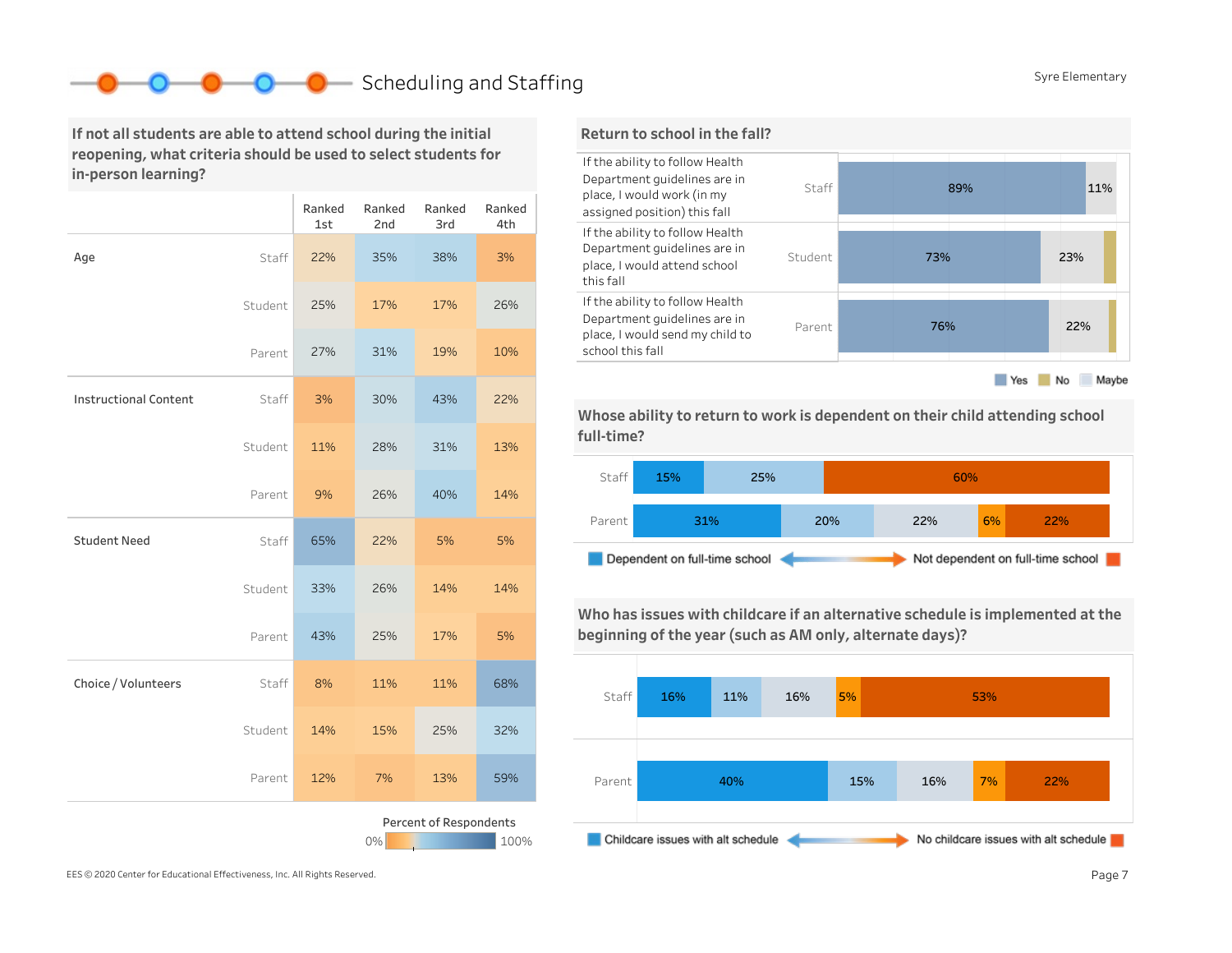# Scheduling and Staffing

Syre Elementary

## If not all students are able to attend school during the initial reopening, what criteria should be used to select students for in-person learning?

| | | Ranked 1st | Ranked 2nd | Ranked 3rd | Ranked 4th |
|---|---|---|---|---|---|
| Age | Staff | 22% | 35% | 38% | 3% |
| | Student | 25% | 17% | 17% | 26% |
| | Parent | 27% | 31% | 19% | 10% |
| Instructional Content | Staff | 3% | 30% | 43% | 22% |
| | Student | 11% | 28% | 31% | 13% |
| | Parent | 9% | 26% | 40% | 14% |
| Student Need | Staff | 65% | 22% | 5% | 5% |
| | Student | 33% | 26% | 14% | 14% |
| | Parent | 43% | 25% | 17% | 5% |
| Choice / Volunteers | Staff | 8% | 11% | 11% | 68% |
| | Student | 14% | 15% | 25% | 32% |
| | Parent | 12% | 7% | 13% | 59% |

Percent of Respondents: 0% – 100%

## Return to school in the fall?

| Statement | | Yes | Maybe | No |
|---|---|---|---|---|
| If the ability to follow Health Department guidelines are in place, I would work (in my assigned position) this fall | Staff | 89% | 11% | |
| If the ability to follow Health Department guidelines are in place, I would attend school this fall | Student | 73% | 23% | |
| If the ability to follow Health Department guidelines are in place, I would send my child to school this fall | Parent | 76% | 22% | |

Yes / No / Maybe

## Whose ability to return to work is dependent on their child attending school full-time?

| | | | | | |
|---|---|---|---|---|---|
| Staff | 15% | 25% | | | 60% |
| Parent | 31% | 20% | 22% | 6% | 22% |

Dependent on full-time school ⟷ Not dependent on full-time school

## Who has issues with childcare if an alternative schedule is implemented at the beginning of the year (such as AM only, alternate days)?

| | | | | | |
|---|---|---|---|---|---|
| Staff | 16% | 11% | 16% | 5% | 53% |
| Parent | 40% | 15% | 16% | 7% | 22% |

Childcare issues with alt schedule ⟷ No childcare issues with alt schedule

EES © 2020 Center for Educational Effectiveness, Inc. All Rights Reserved.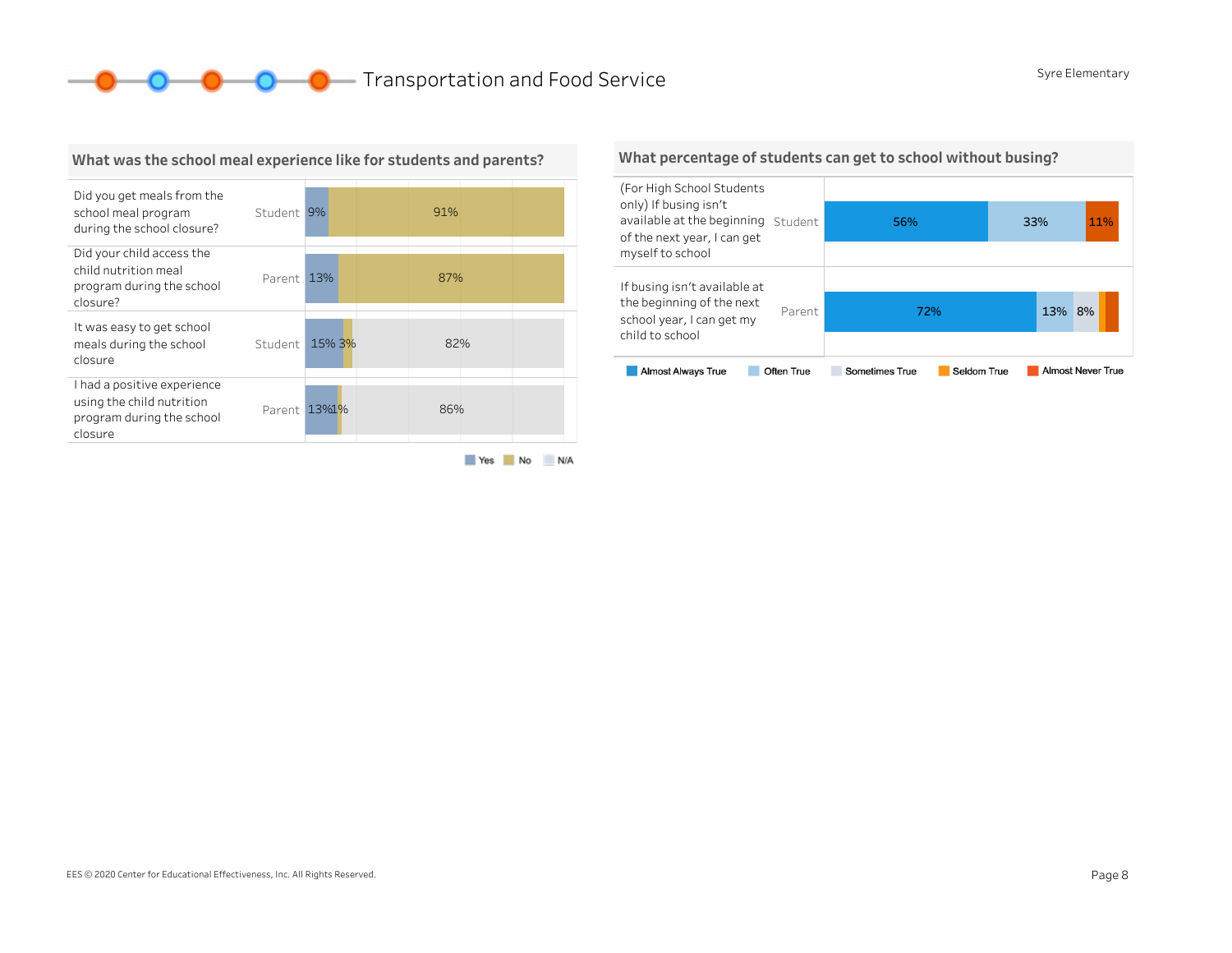# Transportation and Food Service

Syre Elementary

## What was the school meal experience like for students and parents?

| Question | Respondent | Yes | No | N/A |
|---|---|---|---|---|
| Did you get meals from the school meal program during the school closure? | Student | 9% | 91% | |
| Did your child access the child nutrition meal program during the school closure? | Parent | 13% | 87% | |
| It was easy to get school meals during the school closure | Student | 15% | 3% | 82% |
| I had a positive experience using the child nutrition program during the school closure | Parent | 13% | 1% | 86% |

## What percentage of students can get to school without busing?

| Question | Respondent | Almost Always True | Often True | Sometimes True | Seldom True | Almost Never True |
|---|---|---|---|---|---|---|
| (For High School Students only) If busing isn't available at the beginning of the next year, I can get myself to school | Student | 56% | 33% | | | 11% |
| If busing isn't available at the beginning of the next school year, I can get my child to school | Parent | 72% | 13% | 8% | | |

EES © 2020 Center for Educational Effectiveness, Inc. All Rights Reserved.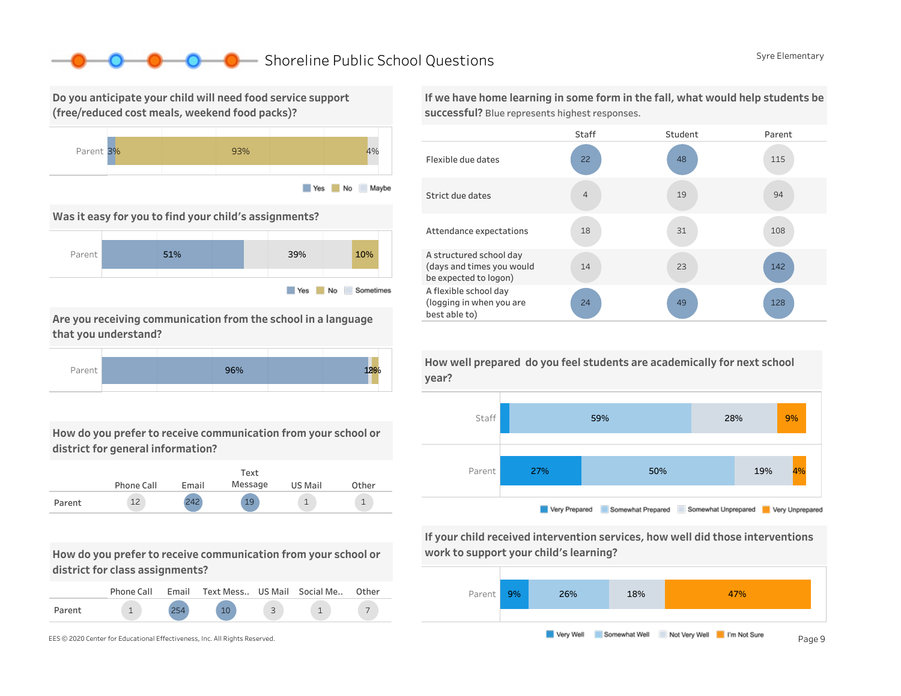# Shoreline Public School Questions

Syre Elementary

## Do you anticipate your child will need food service support (free/reduced cost meals, weekend food packs)?

| | Yes | No | Maybe |
|---|---|---|---|
| Parent | 3% | 93% | 4% |

## Was it easy for you to find your child's assignments?

| | Yes | Sometimes | No |
|---|---|---|---|
| Parent | 51% | 39% | 10% |

## Are you receiving communication from the school in a language that you understand?

| | |
|---|---|
| Parent | 96% |

(Remaining segments labeled "1%" and "2%" overlap in the chart.)

## How do you prefer to receive communication from your school or district for general information?

| | Phone Call | Email | Text Message | US Mail | Other |
|---|---|---|---|---|---|
| Parent | 12 | 242 | 19 | 1 | 1 |

## How do you prefer to receive communication from your school or district for class assignments?

| | Phone Call | Email | Text Mess.. | US Mail | Social Me.. | Other |
|---|---|---|---|---|---|---|
| Parent | 1 | 254 | 10 | 3 | 1 | 7 |

## If we have home learning in some form in the fall, what would help students be successful?

Blue represents highest responses.

| | Staff | Student | Parent |
|---|---|---|---|
| Flexible due dates | 22 | 48 | 115 |
| Strict due dates | 4 | 19 | 94 |
| Attendance expectations | 18 | 31 | 108 |
| A structured school day (days and times you would be expected to logon) | 14 | 23 | 142 |
| A flexible school day (logging in when you are best able to) | 24 | 49 | 128 |

## How well prepared do you feel students are academically for next school year?

| | Very Prepared | Somewhat Prepared | Somewhat Unprepared | Very Unprepared |
|---|---|---|---|---|
| Staff | | 59% | 28% | 9% |
| Parent | 27% | 50% | 19% | 4% |

## If your child received intervention services, how well did those interventions work to support your child's learning?

| | Very Well | Somewhat Well | Not Very Well | I'm Not Sure |
|---|---|---|---|---|
| Parent | 9% | 26% | 18% | 47% |

EES © 2020 Center for Educational Effectiveness, Inc. All Rights Reserved.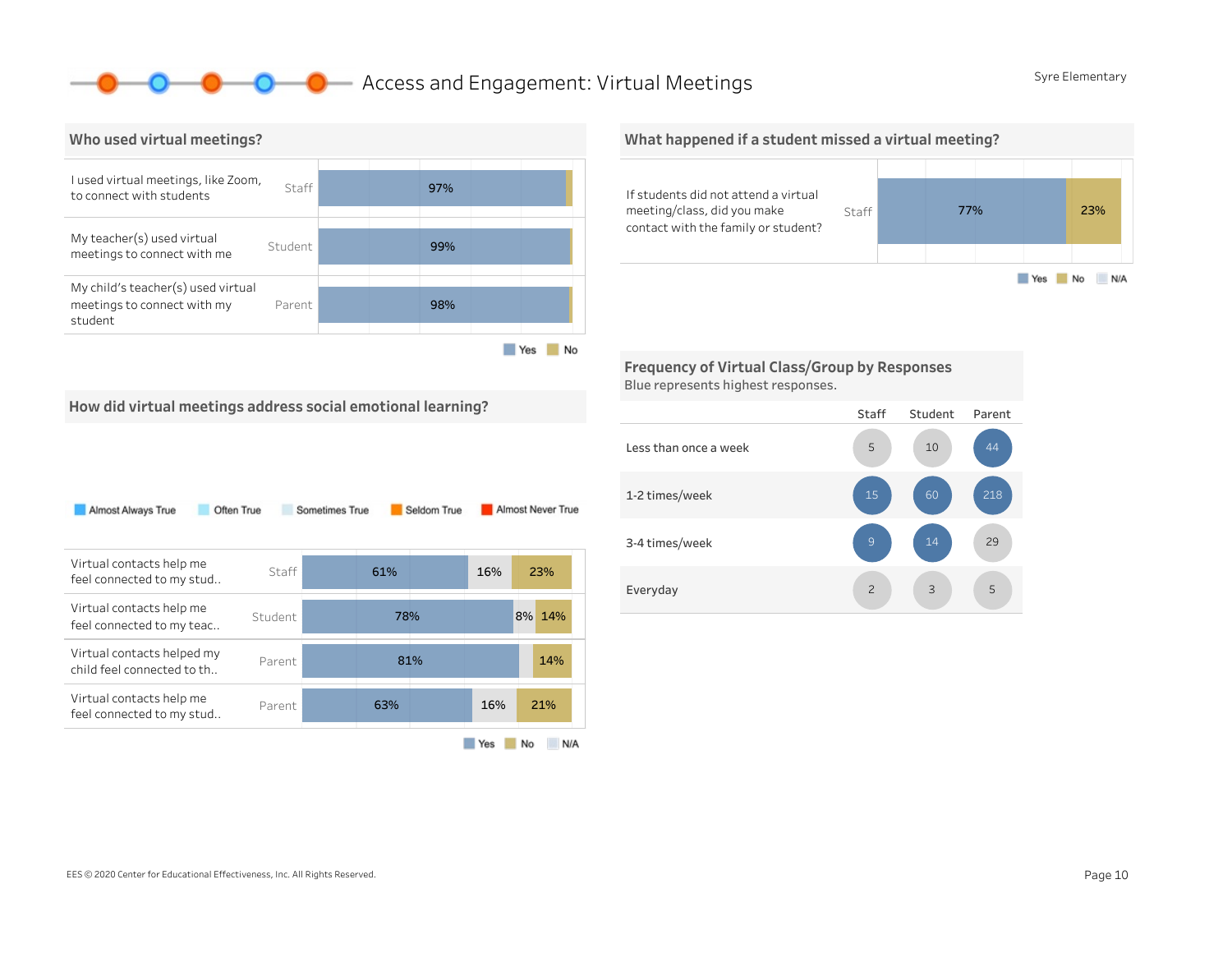# Access and Engagement: Virtual Meetings

Syre Elementary

## Who used virtual meetings?

| Question | Respondent | Yes | No |
|---|---|---|---|
| I used virtual meetings, like Zoom, to connect with students | Staff | 97% | |
| My teacher(s) used virtual meetings to connect with me | Student | 99% | |
| My child's teacher(s) used virtual meetings to connect with my student | Parent | 98% | |

## What happened if a student missed a virtual meeting?

| Question | Respondent | Yes | No | N/A |
|---|---|---|---|---|
| If students did not attend a virtual meeting/class, did you make contact with the family or student? | Staff | 77% | 23% | |

## How did virtual meetings address social emotional learning?

Almost Always True | Often True | Sometimes True | Seldom True | Almost Never True

| Question | Respondent | Yes | N/A | No |
|---|---|---|---|---|
| Virtual contacts help me feel connected to my stud.. | Staff | 61% | 16% | 23% |
| Virtual contacts help me feel connected to my teac.. | Student | 78% | 8% | 14% |
| Virtual contacts helped my child feel connected to th.. | Parent | 81% | | 14% |
| Virtual contacts help me feel connected to my stud.. | Parent | 63% | 16% | 21% |

## Frequency of Virtual Class/Group by Responses

Blue represents highest responses.

| | Staff | Student | Parent |
|---|---|---|---|
| Less than once a week | 5 | 10 | 44 |
| 1-2 times/week | 15 | 60 | 218 |
| 3-4 times/week | 9 | 14 | 29 |
| Everyday | 2 | 3 | 5 |

EES © 2020 Center for Educational Effectiveness, Inc. All Rights Reserved.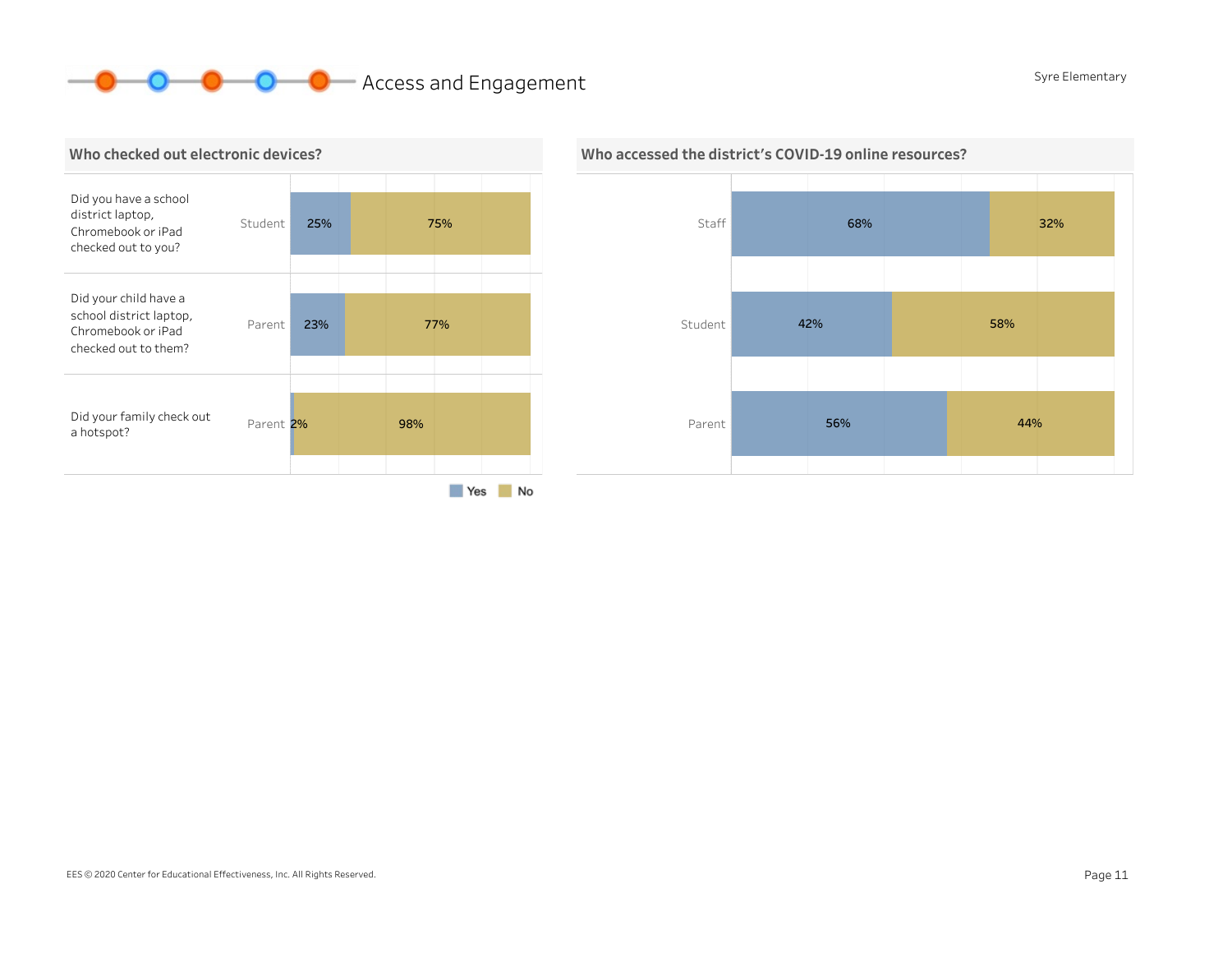# Access and Engagement

Syre Elementary

## Who checked out electronic devices?

| Question | Respondent | Yes | No |
|---|---|---|---|
| Did you have a school district laptop, Chromebook or iPad checked out to you? | Student | 25% | 75% |
| Did your child have a school district laptop, Chromebook or iPad checked out to them? | Parent | 23% | 77% |
| Did your family check out a hotspot? | Parent | 2% | 98% |

## Who accessed the district's COVID-19 online resources?

| Respondent | Yes | No |
|---|---|---|
| Staff | 68% | 32% |
| Student | 42% | 58% |
| Parent | 56% | 44% |

EES © 2020 Center for Educational Effectiveness, Inc. All Rights Reserved.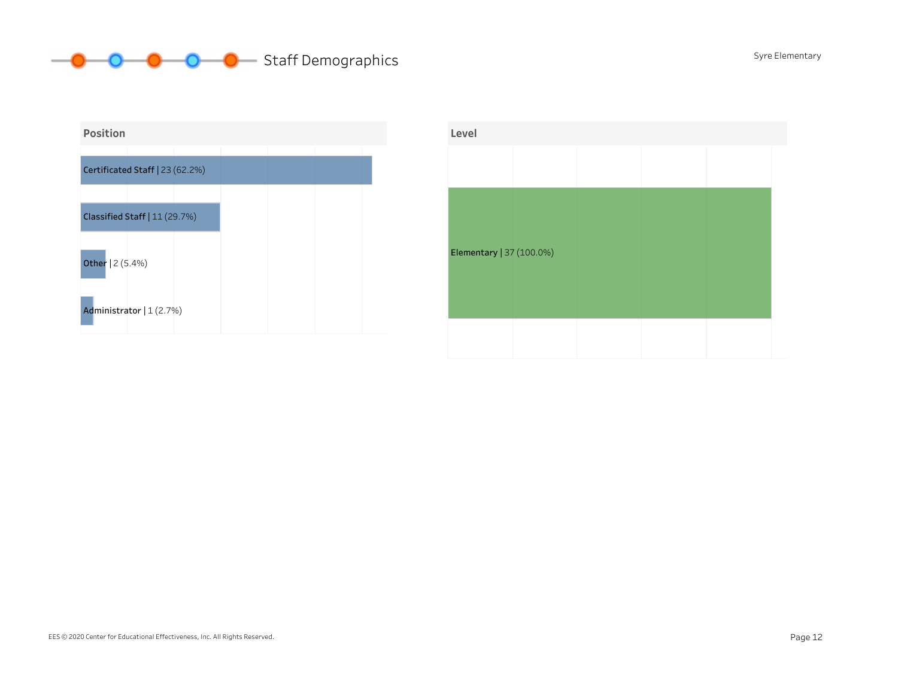# Staff Demographics

Syre Elementary

## Position

| Position | Count | Percent |
|---|---|---|
| Certificated Staff | 23 | 62.2% |
| Classified Staff | 11 | 29.7% |
| Other | 2 | 5.4% |
| Administrator | 1 | 2.7% |

## Level

| Level | Count | Percent |
|---|---|---|
| Elementary | 37 | 100.0% |

EES © 2020 Center for Educational Effectiveness, Inc. All Rights Reserved.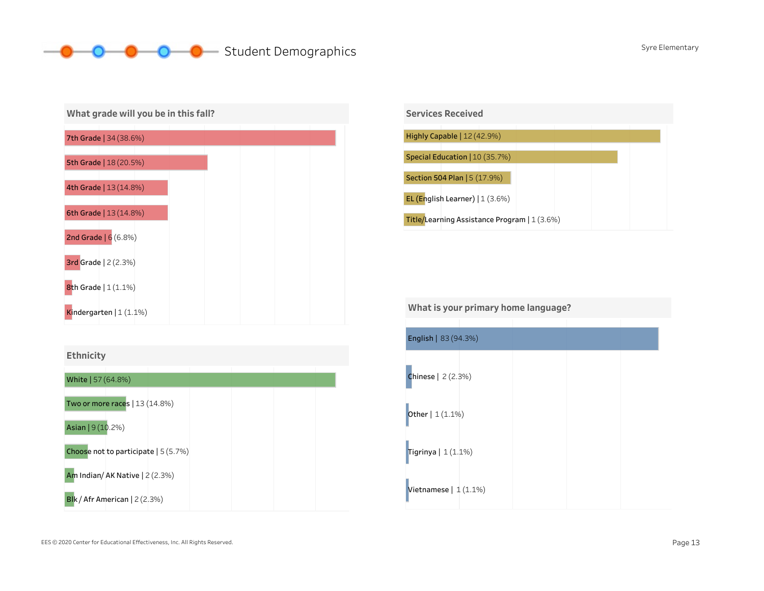# Student Demographics

Syre Elementary

## What grade will you be in this fall?

| Grade | Count | Percent |
|---|---|---|
| 7th Grade | 34 | 38.6% |
| 5th Grade | 18 | 20.5% |
| 4th Grade | 13 | 14.8% |
| 6th Grade | 13 | 14.8% |
| 2nd Grade | 6 | 6.8% |
| 3rd Grade | 2 | 2.3% |
| 8th Grade | 1 | 1.1% |
| Kindergarten | 1 | 1.1% |

## Ethnicity

| Ethnicity | Count | Percent |
|---|---|---|
| White | 57 | 64.8% |
| Two or more races | 13 | 14.8% |
| Asian | 9 | 10.2% |
| Choose not to participate | 5 | 5.7% |
| Am Indian/ AK Native | 2 | 2.3% |
| Blk / Afr American | 2 | 2.3% |

## Services Received

| Service | Count | Percent |
|---|---|---|
| Highly Capable | 12 | 42.9% |
| Special Education | 10 | 35.7% |
| Section 504 Plan | 5 | 17.9% |
| EL (English Learner) | 1 | 3.6% |
| Title/Learning Assistance Program | 1 | 3.6% |

## What is your primary home language?

| Language | Count | Percent |
|---|---|---|
| English | 83 | 94.3% |
| Chinese | 2 | 2.3% |
| Other | 1 | 1.1% |
| Tigrinya | 1 | 1.1% |
| Vietnamese | 1 | 1.1% |

EES © 2020 Center for Educational Effectiveness, Inc. All Rights Reserved.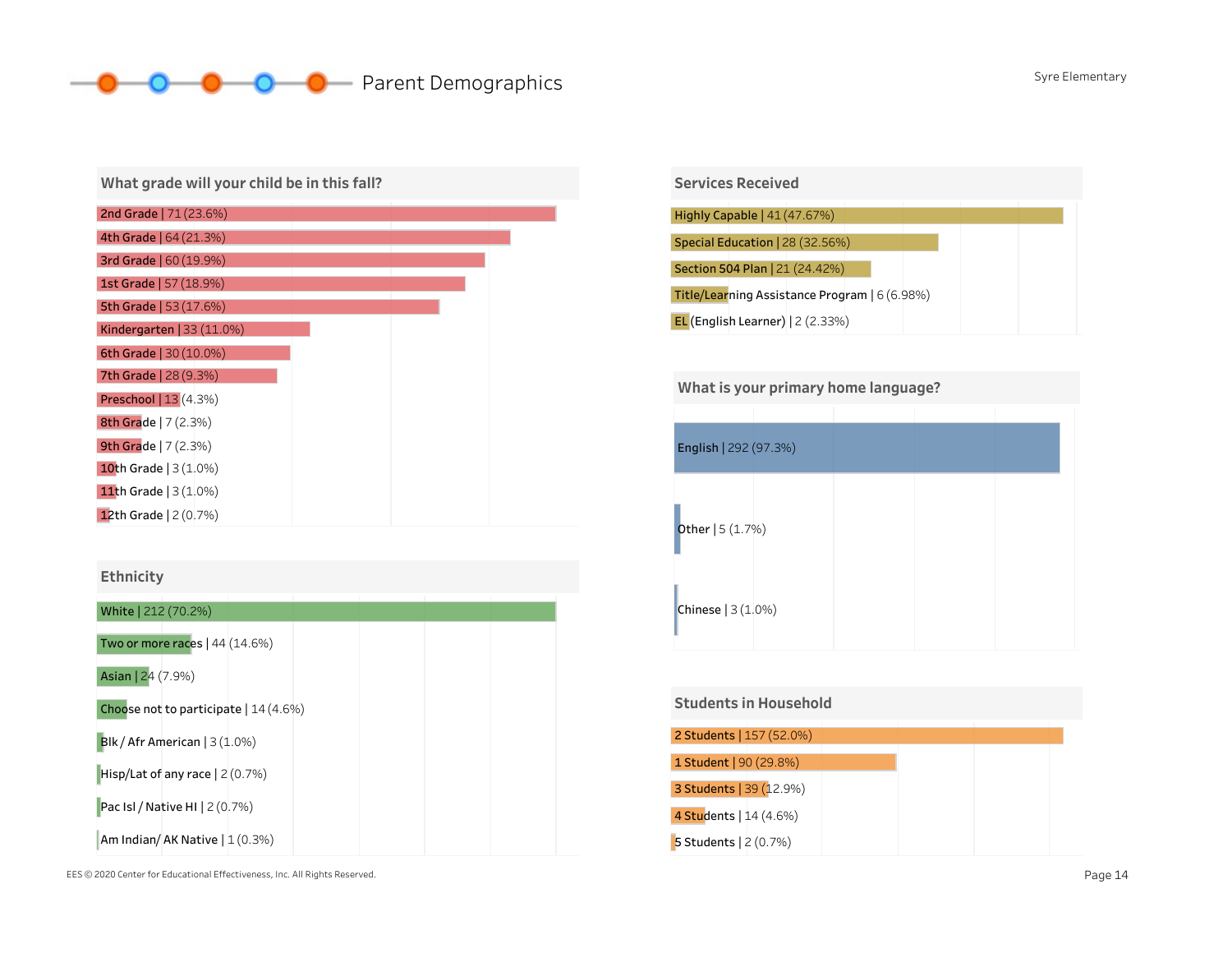# Parent Demographics

Syre Elementary

## What grade will your child be in this fall?

2nd Grade | 71 (23.6%)
4th Grade | 64 (21.3%)
3rd Grade | 60 (19.9%)
1st Grade | 57 (18.9%)
5th Grade | 53 (17.6%)
Kindergarten | 33 (11.0%)
6th Grade | 30 (10.0%)
7th Grade | 28 (9.3%)
Preschool | 13 (4.3%)
8th Grade | 7 (2.3%)
9th Grade | 7 (2.3%)
10th Grade | 3 (1.0%)
11th Grade | 3 (1.0%)
12th Grade | 2 (0.7%)

## Ethnicity

White | 212 (70.2%)
Two or more races | 44 (14.6%)
Asian | 24 (7.9%)
Choose not to participate | 14 (4.6%)
Blk / Afr American | 3 (1.0%)
Hisp/Lat of any race | 2 (0.7%)
Pac Isl / Native HI | 2 (0.7%)
Am Indian/ AK Native | 1 (0.3%)

## Services Received

Highly Capable | 41 (47.67%)
Special Education | 28 (32.56%)
Section 504 Plan | 21 (24.42%)
Title/Learning Assistance Program | 6 (6.98%)
EL (English Learner) | 2 (2.33%)

## What is your primary home language?

English | 292 (97.3%)
Other | 5 (1.7%)
Chinese | 3 (1.0%)

## Students in Household

2 Students | 157 (52.0%)
1 Student | 90 (29.8%)
3 Students | 39 (12.9%)
4 Students | 14 (4.6%)
5 Students | 2 (0.7%)

EES © 2020 Center for Educational Effectiveness, Inc. All Rights Reserved.